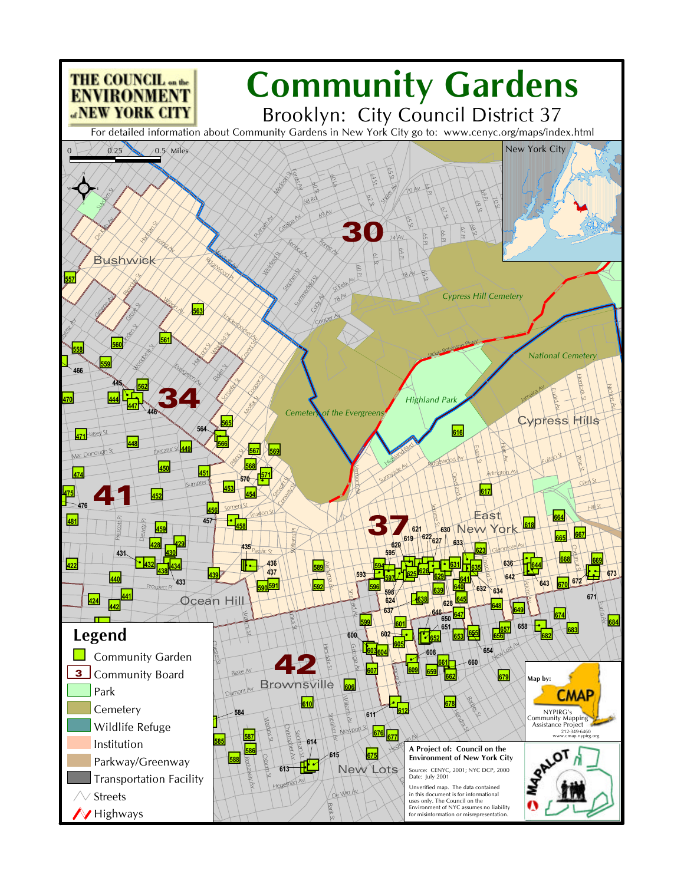# Community Gardens

## Brooklyn: City Council District 37

THE COUNCIL on the ENVIRONMENT of NEW YORK CITY

For detailed information about Community Gardens in New York City go to: www.cenyc.org/maps/index.html

0 0.25 0.5 Miles

New York City

**Legend**

- Community Garden
- Community Board
- Park
- Cemetery
- Wildlife Refuge
- Institution
- Parkway/Greenway
- Transportation Facility
- Streets
- Highways

Map by: CMAP

NYPIRG's Community Mapping Assistance Project
212-349-6460
www.cmap.nypirg.org

**A Project of: Council on the Environment of New York City**

Source: CENYC, 2001; NYC DCP, 2000
Date: July 2001

Unverified map. The data contained in this document is for informational uses only. The Council on the Environment of NYC assumes no liability for misinformation or misrepresentation.

MAPALOT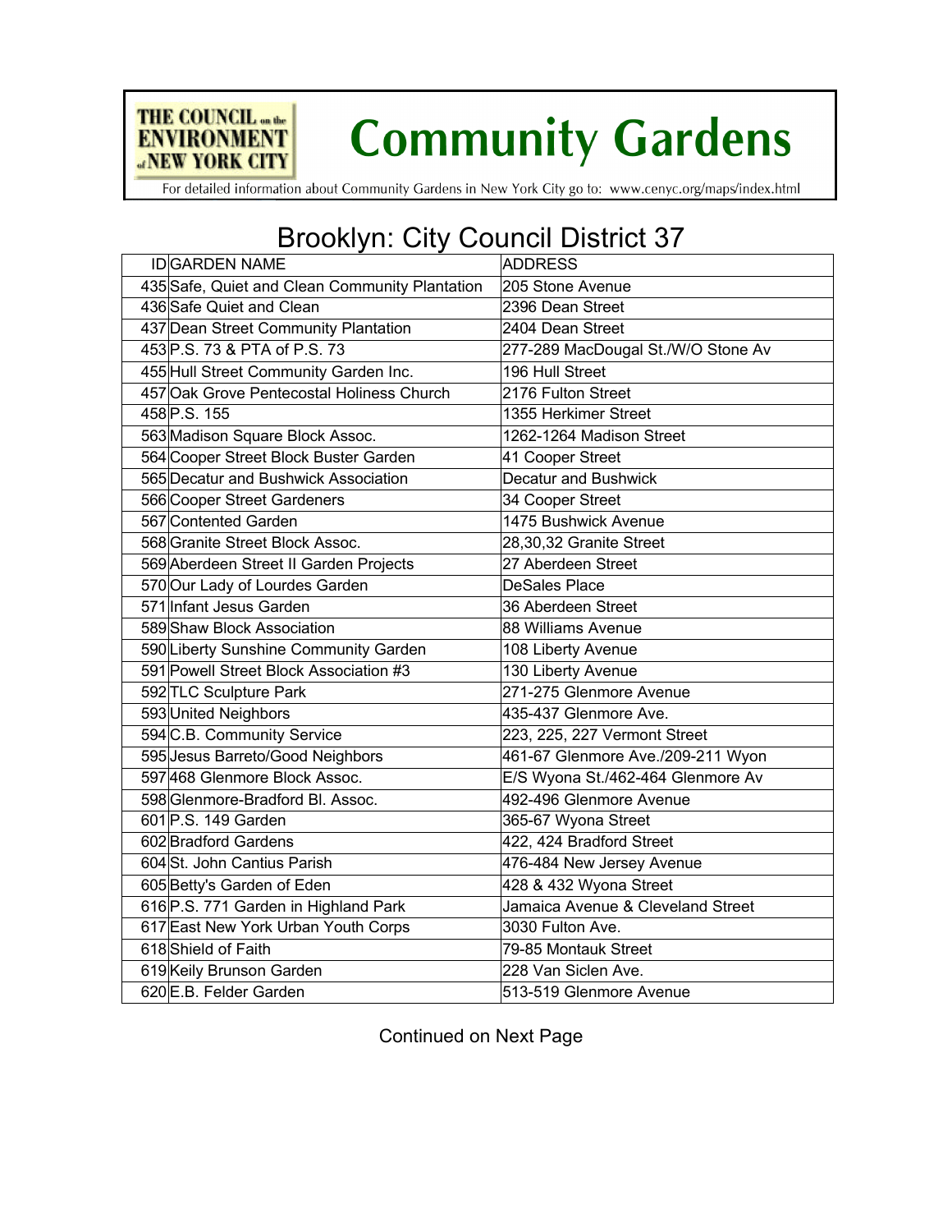# Community Gardens

THE COUNCIL on the ENVIRONMENT of NEW YORK CITY

For detailed information about Community Gardens in New York City go to: www.cenyc.org/maps/index.html

## Brooklyn: City Council District 37

| ID | GARDEN NAME | ADDRESS |
|---|---|---|
| 435 | Safe, Quiet and Clean Community Plantation | 205 Stone Avenue |
| 436 | Safe Quiet and Clean | 2396 Dean Street |
| 437 | Dean Street Community Plantation | 2404 Dean Street |
| 453 | P.S. 73 & PTA of P.S. 73 | 277-289 MacDougal St./W/O Stone Av |
| 455 | Hull Street Community Garden Inc. | 196 Hull Street |
| 457 | Oak Grove Pentecostal Holiness Church | 2176 Fulton Street |
| 458 | P.S. 155 | 1355 Herkimer Street |
| 563 | Madison Square Block Assoc. | 1262-1264 Madison Street |
| 564 | Cooper Street Block Buster Garden | 41 Cooper Street |
| 565 | Decatur and Bushwick Association | Decatur and Bushwick |
| 566 | Cooper Street Gardeners | 34 Cooper Street |
| 567 | Contented Garden | 1475 Bushwick Avenue |
| 568 | Granite Street Block Assoc. | 28,30,32 Granite Street |
| 569 | Aberdeen Street II Garden Projects | 27 Aberdeen Street |
| 570 | Our Lady of Lourdes Garden | DeSales Place |
| 571 | Infant Jesus Garden | 36 Aberdeen Street |
| 589 | Shaw Block Association | 88 Williams Avenue |
| 590 | Liberty Sunshine Community Garden | 108 Liberty Avenue |
| 591 | Powell Street Block Association #3 | 130 Liberty Avenue |
| 592 | TLC Sculpture Park | 271-275 Glenmore Avenue |
| 593 | United Neighbors | 435-437 Glenmore Ave. |
| 594 | C.B. Community Service | 223, 225, 227 Vermont Street |
| 595 | Jesus Barreto/Good Neighbors | 461-67 Glenmore Ave./209-211 Wyon |
| 597 | 468 Glenmore Block Assoc. | E/S Wyona St./462-464 Glenmore Av |
| 598 | Glenmore-Bradford Bl. Assoc. | 492-496 Glenmore Avenue |
| 601 | P.S. 149 Garden | 365-67 Wyona Street |
| 602 | Bradford Gardens | 422, 424 Bradford Street |
| 604 | St. John Cantius Parish | 476-484 New Jersey Avenue |
| 605 | Betty's Garden of Eden | 428 & 432 Wyona Street |
| 616 | P.S. 771 Garden in Highland Park | Jamaica Avenue & Cleveland Street |
| 617 | East New York Urban Youth Corps | 3030 Fulton Ave. |
| 618 | Shield of Faith | 79-85 Montauk Street |
| 619 | Keily Brunson Garden | 228 Van Siclen Ave. |
| 620 | E.B. Felder Garden | 513-519 Glenmore Avenue |

Continued on Next Page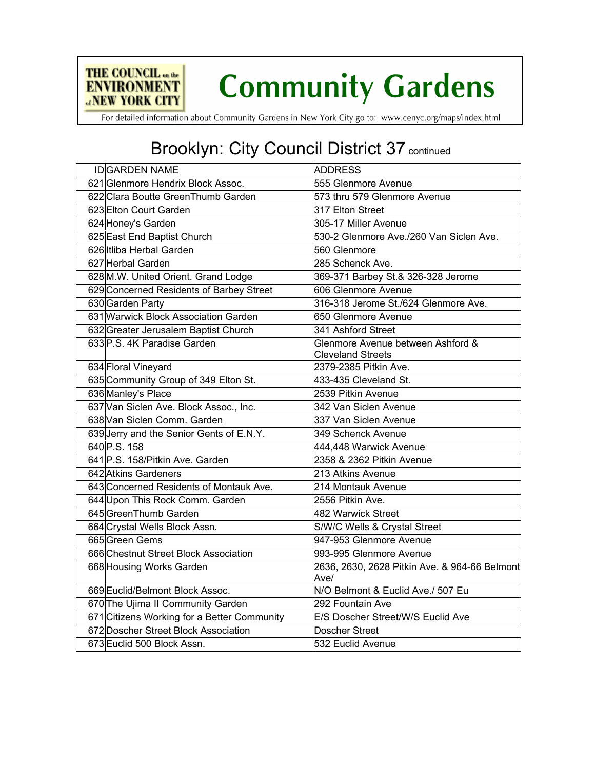# Community Gardens

THE COUNCIL on the ENVIRONMENT of NEW YORK CITY

For detailed information about Community Gardens in New York City go to: www.cenyc.org/maps/index.html

## Brooklyn: City Council District 37 continued

| ID | GARDEN NAME | ADDRESS |
|---|---|---|
| 621 | Glenmore Hendrix Block Assoc. | 555 Glenmore Avenue |
| 622 | Clara Boutte GreenThumb Garden | 573 thru 579 Glenmore Avenue |
| 623 | Elton Court Garden | 317 Elton Street |
| 624 | Honey's Garden | 305-17 Miller Avenue |
| 625 | East End Baptist Church | 530-2 Glenmore Ave./260 Van Siclen Ave. |
| 626 | Itliba Herbal Garden | 560 Glenmore |
| 627 | Herbal Garden | 285 Schenck Ave. |
| 628 | M.W. United Orient. Grand Lodge | 369-371 Barbey St.& 326-328 Jerome |
| 629 | Concerned Residents of Barbey Street | 606 Glenmore Avenue |
| 630 | Garden Party | 316-318 Jerome St./624 Glenmore Ave. |
| 631 | Warwick Block Association Garden | 650 Glenmore Avenue |
| 632 | Greater Jerusalem Baptist Church | 341 Ashford Street |
| 633 | P.S. 4K Paradise Garden | Glenmore Avenue between Ashford & Cleveland Streets |
| 634 | Floral Vineyard | 2379-2385 Pitkin Ave. |
| 635 | Community Group of 349 Elton St. | 433-435 Cleveland St. |
| 636 | Manley's Place | 2539 Pitkin Avenue |
| 637 | Van Siclen Ave. Block Assoc., Inc. | 342 Van Siclen Avenue |
| 638 | Van Siclen Comm. Garden | 337 Van Siclen Avenue |
| 639 | Jerry and the Senior Gents of E.N.Y. | 349 Schenck Avenue |
| 640 | P.S. 158 | 444,448 Warwick Avenue |
| 641 | P.S. 158/Pitkin Ave. Garden | 2358 & 2362 Pitkin Avenue |
| 642 | Atkins Gardeners | 213 Atkins Avenue |
| 643 | Concerned Residents of Montauk Ave. | 214 Montauk Avenue |
| 644 | Upon This Rock Comm. Garden | 2556 Pitkin Ave. |
| 645 | GreenThumb Garden | 482 Warwick Street |
| 664 | Crystal Wells Block Assn. | S/W/C Wells & Crystal Street |
| 665 | Green Gems | 947-953 Glenmore Avenue |
| 666 | Chestnut Street Block Association | 993-995 Glenmore Avenue |
| 668 | Housing Works Garden | 2636, 2630, 2628 Pitkin Ave. & 964-66 Belmont Ave/ |
| 669 | Euclid/Belmont Block Assoc. | N/O Belmont & Euclid Ave./ 507 Eu |
| 670 | The Ujima II Community Garden | 292 Fountain Ave |
| 671 | Citizens Working for a Better Community | E/S Doscher Street/W/S Euclid Ave |
| 672 | Doscher Street Block Association | Doscher Street |
| 673 | Euclid 500 Block Assn. | 532 Euclid Avenue |